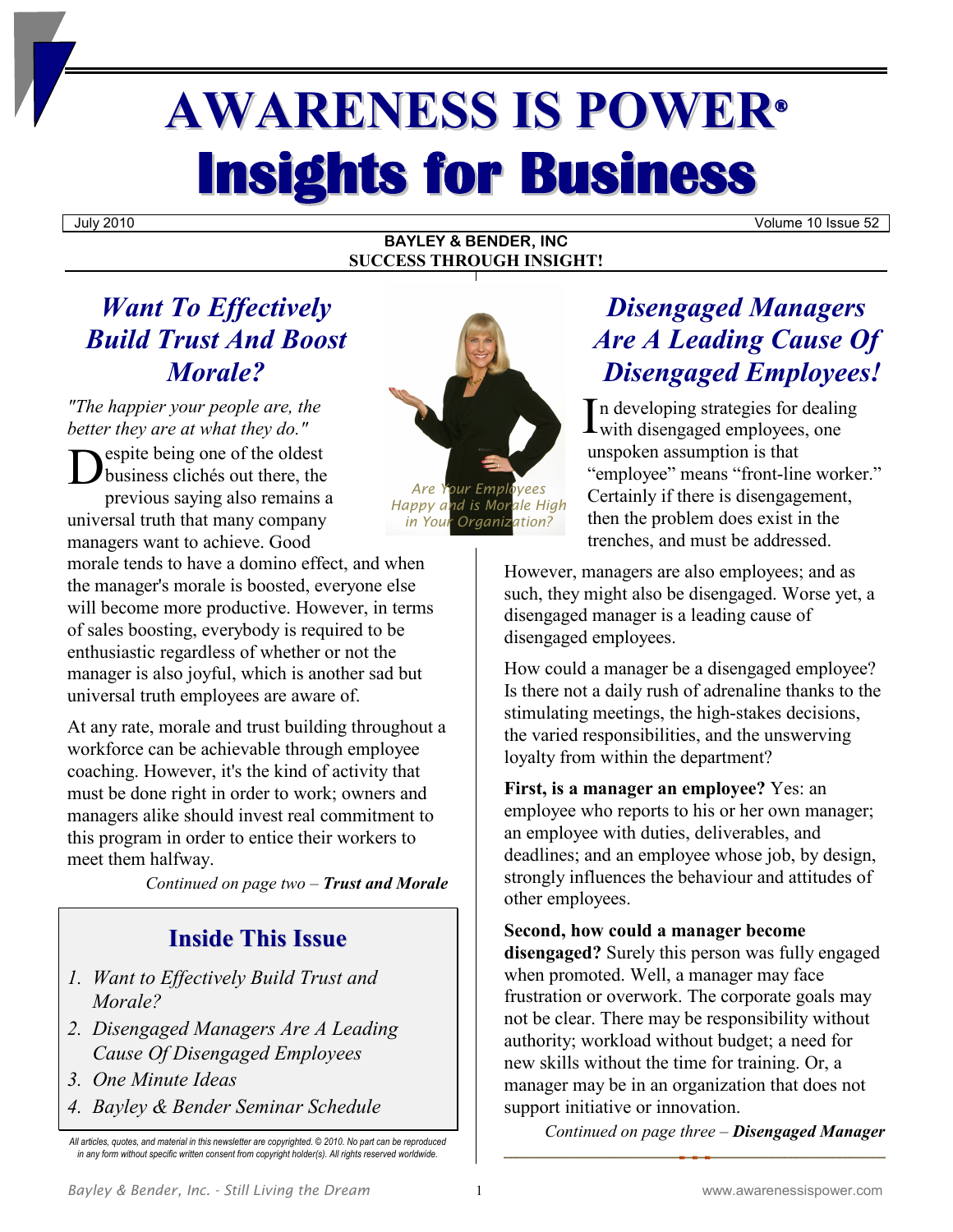# AWARENESS IS POWER®
# Insights for Business

July 2010 Volume 10 Issue 52

**BAYLEY & BENDER, INC**
**SUCCESS THROUGH INSIGHT!**

## *Want To Effectively Build Trust And Boost Morale?*

*"The happier your people are, the better they are at what they do."*

Despite being one of the oldest business clichés out there, the previous saying also remains a universal truth that many company managers want to achieve. Good morale tends to have a domino effect, and when the manager's morale is boosted, everyone else will become more productive. However, in terms of sales boosting, everybody is required to be enthusiastic regardless of whether or not the manager is also joyful, which is another sad but universal truth employees are aware of.

At any rate, morale and trust building throughout a workforce can be achievable through employee coaching. However, it's the kind of activity that must be done right in order to work; owners and managers alike should invest real commitment to this program in order to entice their workers to meet them halfway.

*Continued on page two – **Trust and Morale***

*Are Your Employees Happy and is Morale High in Your Organization?*

### Inside This Issue

1. *Want to Effectively Build Trust and Morale?*
2. *Disengaged Managers Are A Leading Cause Of Disengaged Employees*
3. *One Minute Ideas*
4. *Bayley & Bender Seminar Schedule*

*All articles, quotes, and material in this newsletter are copyrighted. © 2010. No part can be reproduced in any form without specific written consent from copyright holder(s). All rights reserved worldwide.*

## *Disengaged Managers Are A Leading Cause Of Disengaged Employees!*

In developing strategies for dealing with disengaged employees, one unspoken assumption is that "employee" means "front-line worker." Certainly if there is disengagement, then the problem does exist in the trenches, and must be addressed.

However, managers are also employees; and as such, they might also be disengaged. Worse yet, a disengaged manager is a leading cause of disengaged employees.

How could a manager be a disengaged employee? Is there not a daily rush of adrenaline thanks to the stimulating meetings, the high-stakes decisions, the varied responsibilities, and the unswerving loyalty from within the department?

**First, is a manager an employee?** Yes: an employee who reports to his or her own manager; an employee with duties, deliverables, and deadlines; and an employee whose job, by design, strongly influences the behaviour and attitudes of other employees.

**Second, how could a manager become disengaged?** Surely this person was fully engaged when promoted. Well, a manager may face frustration or overwork. The corporate goals may not be clear. There may be responsibility without authority; workload without budget; a need for new skills without the time for training. Or, a manager may be in an organization that does not support initiative or innovation.

*Continued on page three – **Disengaged Manager***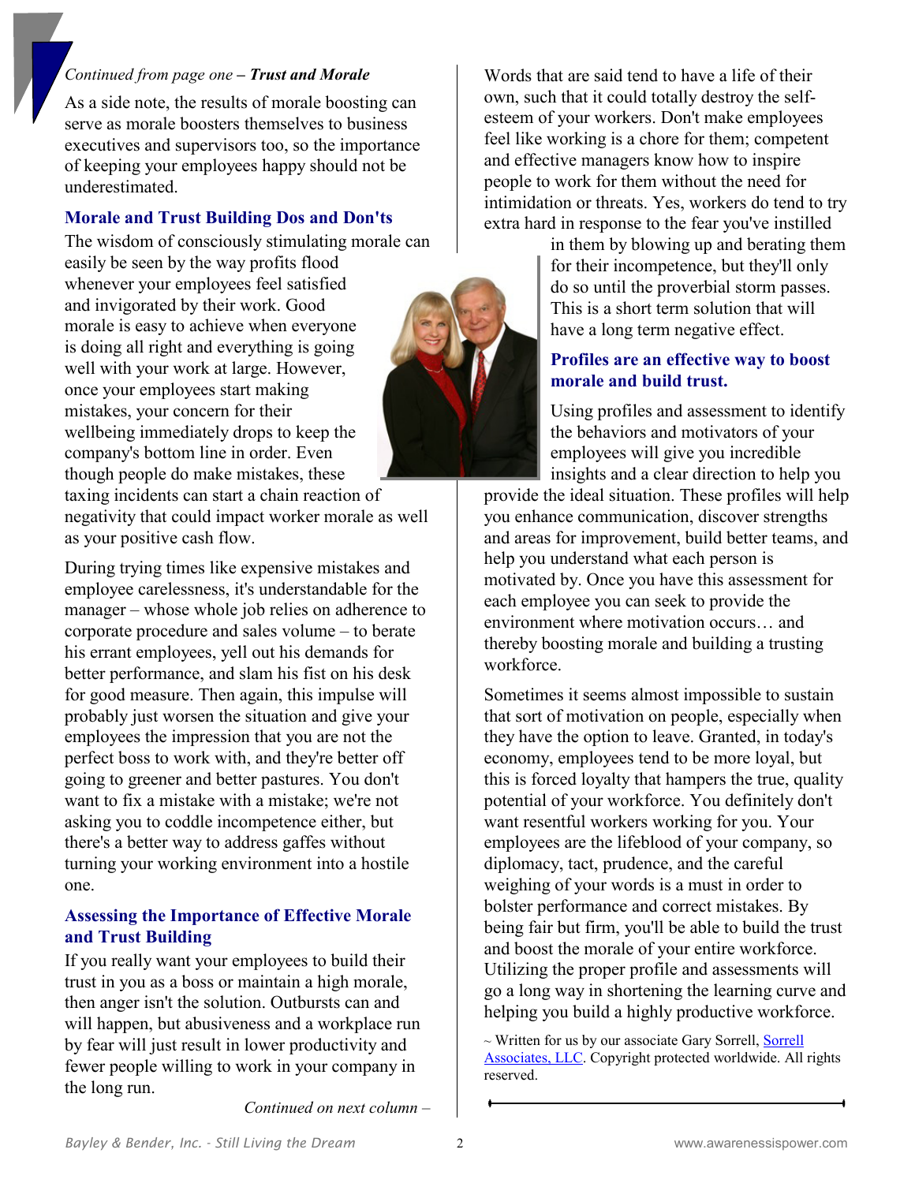*Continued from page one – **Trust and Morale***

As a side note, the results of morale boosting can serve as morale boosters themselves to business executives and supervisors too, so the importance of keeping your employees happy should not be underestimated.

## Morale and Trust Building Dos and Don'ts

The wisdom of consciously stimulating morale can easily be seen by the way profits flood whenever your employees feel satisfied and invigorated by their work. Good morale is easy to achieve when everyone is doing all right and everything is going well with your work at large. However, once your employees start making mistakes, your concern for their wellbeing immediately drops to keep the company's bottom line in order. Even though people do make mistakes, these taxing incidents can start a chain reaction of negativity that could impact worker morale as well as your positive cash flow.

During trying times like expensive mistakes and employee carelessness, it's understandable for the manager – whose whole job relies on adherence to corporate procedure and sales volume – to berate his errant employees, yell out his demands for better performance, and slam his fist on his desk for good measure. Then again, this impulse will probably just worsen the situation and give your employees the impression that you are not the perfect boss to work with, and they're better off going to greener and better pastures. You don't want to fix a mistake with a mistake; we're not asking you to coddle incompetence either, but there's a better way to address gaffes without turning your working environment into a hostile one.

## Assessing the Importance of Effective Morale and Trust Building

If you really want your employees to build their trust in you as a boss or maintain a high morale, then anger isn't the solution. Outbursts can and will happen, but abusiveness and a workplace run by fear will just result in lower productivity and fewer people willing to work in your company in the long run.

*Continued on next column –*

Words that are said tend to have a life of their own, such that it could totally destroy the self-esteem of your workers. Don't make employees feel like working is a chore for them; competent and effective managers know how to inspire people to work for them without the need for intimidation or threats. Yes, workers do tend to try extra hard in response to the fear you've instilled in them by blowing up and berating them for their incompetence, but they'll only do so until the proverbial storm passes. This is a short term solution that will have a long term negative effect.

## Profiles are an effective way to boost morale and build trust.

Using profiles and assessment to identify the behaviors and motivators of your employees will give you incredible insights and a clear direction to help you provide the ideal situation. These profiles will help you enhance communication, discover strengths and areas for improvement, build better teams, and help you understand what each person is motivated by. Once you have this assessment for each employee you can seek to provide the environment where motivation occurs… and thereby boosting morale and building a trusting workforce.

Sometimes it seems almost impossible to sustain that sort of motivation on people, especially when they have the option to leave. Granted, in today's economy, employees tend to be more loyal, but this is forced loyalty that hampers the true, quality potential of your workforce. You definitely don't want resentful workers working for you. Your employees are the lifeblood of your company, so diplomacy, tact, prudence, and the careful weighing of your words is a must in order to bolster performance and correct mistakes. By being fair but firm, you'll be able to build the trust and boost the morale of your entire workforce. Utilizing the proper profile and assessments will go a long way in shortening the learning curve and helping you build a highly productive workforce.

~ Written for us by our associate Gary Sorrell, Sorrell Associates, LLC. Copyright protected worldwide. All rights reserved.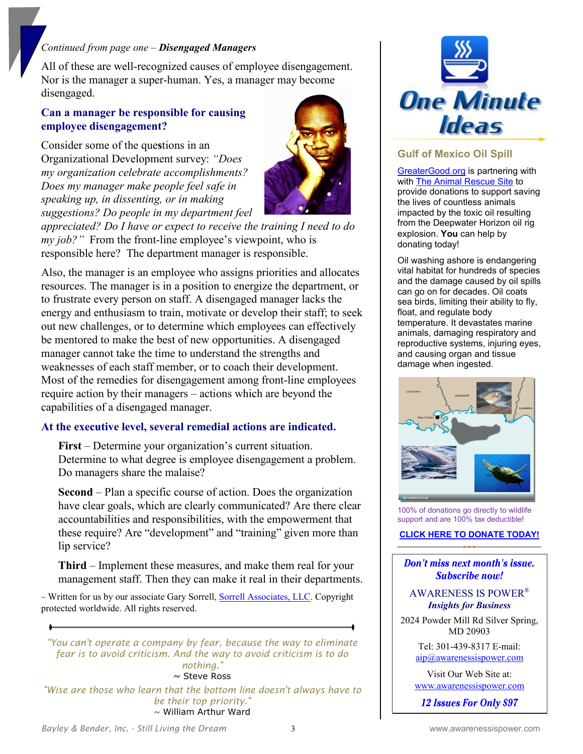*Continued from page one – **Disengaged Managers***

All of these are well-recognized causes of employee disengagement. Nor is the manager a super-human. Yes, a manager may become disengaged.

### Can a manager be responsible for causing employee disengagement?

Consider some of the questions in an Organizational Development survey: *"Does my organization celebrate accomplishments? Does my manager make people feel safe in speaking up, in dissenting, or in making suggestions? Do people in my department feel appreciated? Do I have or expect to receive the training I need to do my job?"* From the front-line employee's viewpoint, who is responsible here? The department manager is responsible.

Also, the manager is an employee who assigns priorities and allocates resources. The manager is in a position to energize the department, or to frustrate every person on staff. A disengaged manager lacks the energy and enthusiasm to train, motivate or develop their staff; to seek out new challenges, or to determine which employees can effectively be mentored to make the best of new opportunities. A disengaged manager cannot take the time to understand the strengths and weaknesses of each staff member, or to coach their development. Most of the remedies for disengagement among front-line employees require action by their managers – actions which are beyond the capabilities of a disengaged manager.

### At the executive level, several remedial actions are indicated.

**First** – Determine your organization's current situation. Determine to what degree is employee disengagement a problem. Do managers share the malaise?

**Second** – Plan a specific course of action. Does the organization have clear goals, which are clearly communicated? Are there clear accountabilities and responsibilities, with the empowerment that these require? Are "development" and "training" given more than lip service?

**Third** – Implement these measures, and make them real for your management staff. Then they can make it real in their departments.

~ Written for us by our associate Gary Sorrell, Sorrell Associates, LLC. Copyright protected worldwide. All rights reserved.

---

*"You can't operate a company by fear, because the way to eliminate fear is to avoid criticism. And the way to avoid criticism is to do nothing."*
~ Steve Ross

*"Wise are those who learn that the bottom line doesn't always have to be their top priority."*
~ William Arthur Ward

## One Minute Ideas

### Gulf of Mexico Oil Spill

GreaterGood.org is partnering with with The Animal Rescue Site to provide donations to support saving the lives of countless animals impacted by the toxic oil resulting from the Deepwater Horizon oil rig explosion. **You** can help by donating today!

Oil washing ashore is endangering vital habitat for hundreds of species and the damage caused by oil spills can go on for decades. Oil coats sea birds, limiting their ability to fly, float, and regulate body temperature. It devastates marine animals, damaging respiratory and reproductive systems, injuring eyes, and causing organ and tissue damage when ingested.

100% of donations go directly to wildlife support and are 100% tax deductible!

**CLICK HERE TO DONATE TODAY!**

---

***Don't miss next month's issue. Subscribe now!***

AWARENESS IS POWER®
***Insights for Business***

2024 Powder Mill Rd Silver Spring, MD 20903

Tel: 301-439-8317 E-mail: aip@awarenessispower.com

Visit Our Web Site at: www.awarenessispower.com

***12 Issues For Only $97***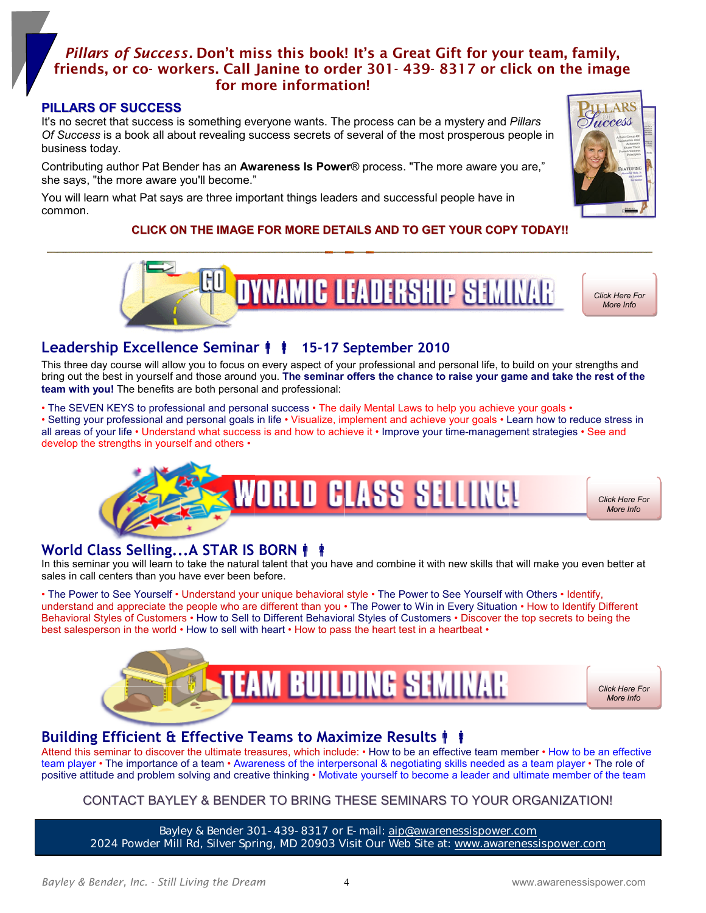***Pillars of Success.*** **Don't miss this book! It's a Great Gift for your team, family, friends, or co- workers. Call Janine to order 301- 439- 8317 or click on the image for more information!**

## PILLARS OF SUCCESS

It's no secret that success is something everyone wants. The process can be a mystery and *Pillars Of Success* is a book all about revealing success secrets of several of the most prosperous people in business today.

Contributing author Pat Bender has an **Awareness Is Power**® process. "The more aware you are," she says, "the more aware you'll become."

You will learn what Pat says are three important things leaders and successful people have in common.

**CLICK ON THE IMAGE FOR MORE DETAILS AND TO GET YOUR COPY TODAY!!**

---

GO DYNAMIC LEADERSHIP SEMINAR

*Click Here For More Info*

## Leadership Excellence Seminar 15-17 September 2010

This three day course will allow you to focus on every aspect of your professional and personal life, to build on your strengths and bring out the best in yourself and those around you. **The seminar offers the chance to raise your game and take the rest of the team with you!** The benefits are both personal and professional:

• The SEVEN KEYS to professional and personal success • The daily Mental Laws to help you achieve your goals • • Setting your professional and personal goals in life • Visualize, implement and achieve your goals • Learn how to reduce stress in all areas of your life • Understand what success is and how to achieve it • Improve your time-management strategies • See and develop the strengths in yourself and others •

WORLD CLASS SELLING!

*Click Here For More Info*

## World Class Selling...A STAR IS BORN

In this seminar you will learn to take the natural talent that you have and combine it with new skills that will make you even better at sales in call centers than you have ever been before.

• The Power to See Yourself • Understand your unique behavioral style • The Power to See Yourself with Others • Identify, understand and appreciate the people who are different than you • The Power to Win in Every Situation • How to Identify Different Behavioral Styles of Customers • How to Sell to Different Behavioral Styles of Customers • Discover the top secrets to being the best salesperson in the world • How to sell with heart • How to pass the heart test in a heartbeat •

TEAM BUILDING SEMINAR

*Click Here For More Info*

## Building Efficient & Effective Teams to Maximize Results

Attend this seminar to discover the ultimate treasures, which include: • How to be an effective team member • How to be an effective team player • The importance of a team • Awareness of the interpersonal & negotiating skills needed as a team player • The role of positive attitude and problem solving and creative thinking • Motivate yourself to become a leader and ultimate member of the team

CONTACT BAYLEY & BENDER TO BRING THESE SEMINARS TO YOUR ORGANIZATION!

Bayley & Bender 301- 439- 8317 or E- mail: aip@awarenessispower.com
2024 Powder Mill Rd, Silver Spring, MD 20903 Visit Our Web Site at: www.awarenessispower.com